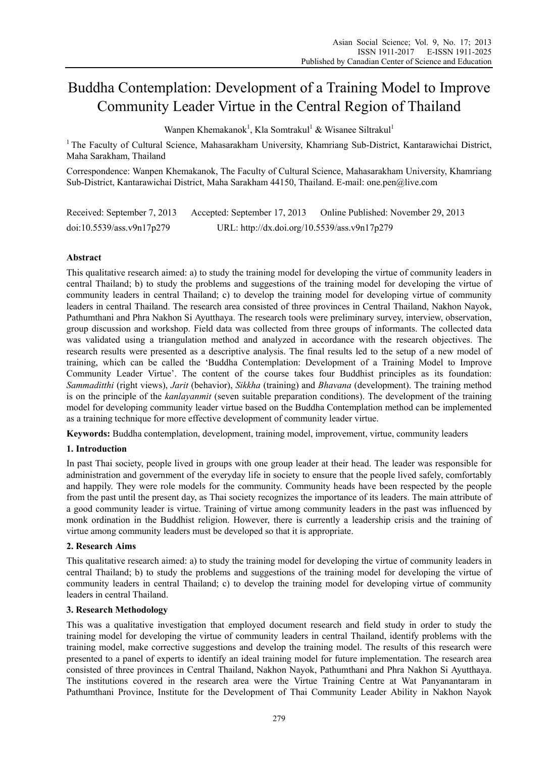# Buddha Contemplation: Development of a Training Model to Improve Community Leader Virtue in the Central Region of Thailand

Wanpen Khemakanok[1], Kla Somtrakul[1] & Wisanee Siltrakul[1]

[1] The Faculty of Cultural Science, Mahasarakham University, Khamriang Sub-District, Kantarawichai District, Maha Sarakham, Thailand

Correspondence: Wanpen Khemakanok, The Faculty of Cultural Science, Mahasarakham University, Khamriang Sub-District, Kantarawichai District, Maha Sarakham 44150, Thailand. E-mail: one.pen@live.com

Received: September 7, 2013 Accepted: September 17, 2013 Online Published: November 29, 2013

doi:10.5539/ass.v9n17p279 URL: http://dx.doi.org/10.5539/ass.v9n17p279

## Abstract

This qualitative research aimed: a) to study the training model for developing the virtue of community leaders in central Thailand; b) to study the problems and suggestions of the training model for developing the virtue of community leaders in central Thailand; c) to develop the training model for developing virtue of community leaders in central Thailand. The research area consisted of three provinces in Central Thailand, Nakhon Nayok, Pathumthani and Phra Nakhon Si Ayutthaya. The research tools were preliminary survey, interview, observation, group discussion and workshop. Field data was collected from three groups of informants. The collected data was validated using a triangulation method and analyzed in accordance with the research objectives. The research results were presented as a descriptive analysis. The final results led to the setup of a new model of training, which can be called the 'Buddha Contemplation: Development of a Training Model to Improve Community Leader Virtue'. The content of the course takes four Buddhist principles as its foundation: *Sammaditthi* (right views), *Jarit* (behavior), *Sikkha* (training) and *Bhavana* (development). The training method is on the principle of the *kanlayanmit* (seven suitable preparation conditions). The development of the training model for developing community leader virtue based on the Buddha Contemplation method can be implemented as a training technique for more effective development of community leader virtue.

**Keywords:** Buddha contemplation, development, training model, improvement, virtue, community leaders

## 1. Introduction

In past Thai society, people lived in groups with one group leader at their head. The leader was responsible for administration and government of the everyday life in society to ensure that the people lived safely, comfortably and happily. They were role models for the community. Community heads have been respected by the people from the past until the present day, as Thai society recognizes the importance of its leaders. The main attribute of a good community leader is virtue. Training of virtue among community leaders in the past was influenced by monk ordination in the Buddhist religion. However, there is currently a leadership crisis and the training of virtue among community leaders must be developed so that it is appropriate.

## 2. Research Aims

This qualitative research aimed: a) to study the training model for developing the virtue of community leaders in central Thailand; b) to study the problems and suggestions of the training model for developing the virtue of community leaders in central Thailand; c) to develop the training model for developing virtue of community leaders in central Thailand.

## 3. Research Methodology

This was a qualitative investigation that employed document research and field study in order to study the training model for developing the virtue of community leaders in central Thailand, identify problems with the training model, make corrective suggestions and develop the training model. The results of this research were presented to a panel of experts to identify an ideal training model for future implementation. The research area consisted of three provinces in Central Thailand, Nakhon Nayok, Pathumthani and Phra Nakhon Si Ayutthaya. The institutions covered in the research area were the Virtue Training Centre at Wat Panyanantaram in Pathumthani Province, Institute for the Development of Thai Community Leader Ability in Nakhon Nayok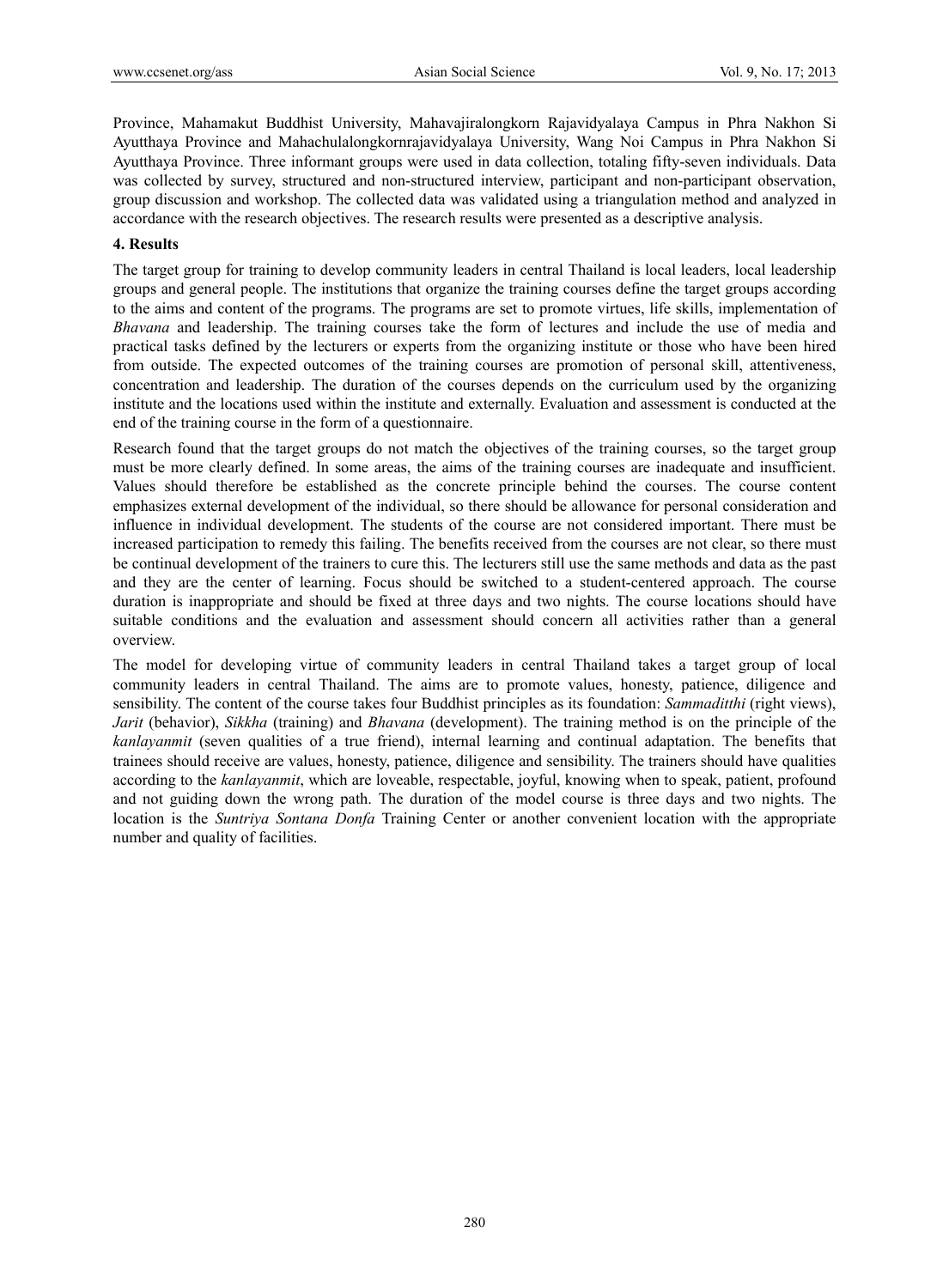Province, Mahamakut Buddhist University, Mahavajiralongkorn Rajavidyalaya Campus in Phra Nakhon Si Ayutthaya Province and Mahachulalongkornrajavidyalaya University, Wang Noi Campus in Phra Nakhon Si Ayutthaya Province. Three informant groups were used in data collection, totaling fifty-seven individuals. Data was collected by survey, structured and non-structured interview, participant and non-participant observation, group discussion and workshop. The collected data was validated using a triangulation method and analyzed in accordance with the research objectives. The research results were presented as a descriptive analysis.

## 4. Results

The target group for training to develop community leaders in central Thailand is local leaders, local leadership groups and general people. The institutions that organize the training courses define the target groups according to the aims and content of the programs. The programs are set to promote virtues, life skills, implementation of *Bhavana* and leadership. The training courses take the form of lectures and include the use of media and practical tasks defined by the lecturers or experts from the organizing institute or those who have been hired from outside. The expected outcomes of the training courses are promotion of personal skill, attentiveness, concentration and leadership. The duration of the courses depends on the curriculum used by the organizing institute and the locations used within the institute and externally. Evaluation and assessment is conducted at the end of the training course in the form of a questionnaire.

Research found that the target groups do not match the objectives of the training courses, so the target group must be more clearly defined. In some areas, the aims of the training courses are inadequate and insufficient. Values should therefore be established as the concrete principle behind the courses. The course content emphasizes external development of the individual, so there should be allowance for personal consideration and influence in individual development. The students of the course are not considered important. There must be increased participation to remedy this failing. The benefits received from the courses are not clear, so there must be continual development of the trainers to cure this. The lecturers still use the same methods and data as the past and they are the center of learning. Focus should be switched to a student-centered approach. The course duration is inappropriate and should be fixed at three days and two nights. The course locations should have suitable conditions and the evaluation and assessment should concern all activities rather than a general overview.

The model for developing virtue of community leaders in central Thailand takes a target group of local community leaders in central Thailand. The aims are to promote values, honesty, patience, diligence and sensibility. The content of the course takes four Buddhist principles as its foundation: *Sammaditthi* (right views), *Jarit* (behavior), *Sikkha* (training) and *Bhavana* (development). The training method is on the principle of the *kanlayanmit* (seven qualities of a true friend), internal learning and continual adaptation. The benefits that trainees should receive are values, honesty, patience, diligence and sensibility. The trainers should have qualities according to the *kanlayanmit*, which are loveable, respectable, joyful, knowing when to speak, patient, profound and not guiding down the wrong path. The duration of the model course is three days and two nights. The location is the *Suntriya Sontana Donfa* Training Center or another convenient location with the appropriate number and quality of facilities.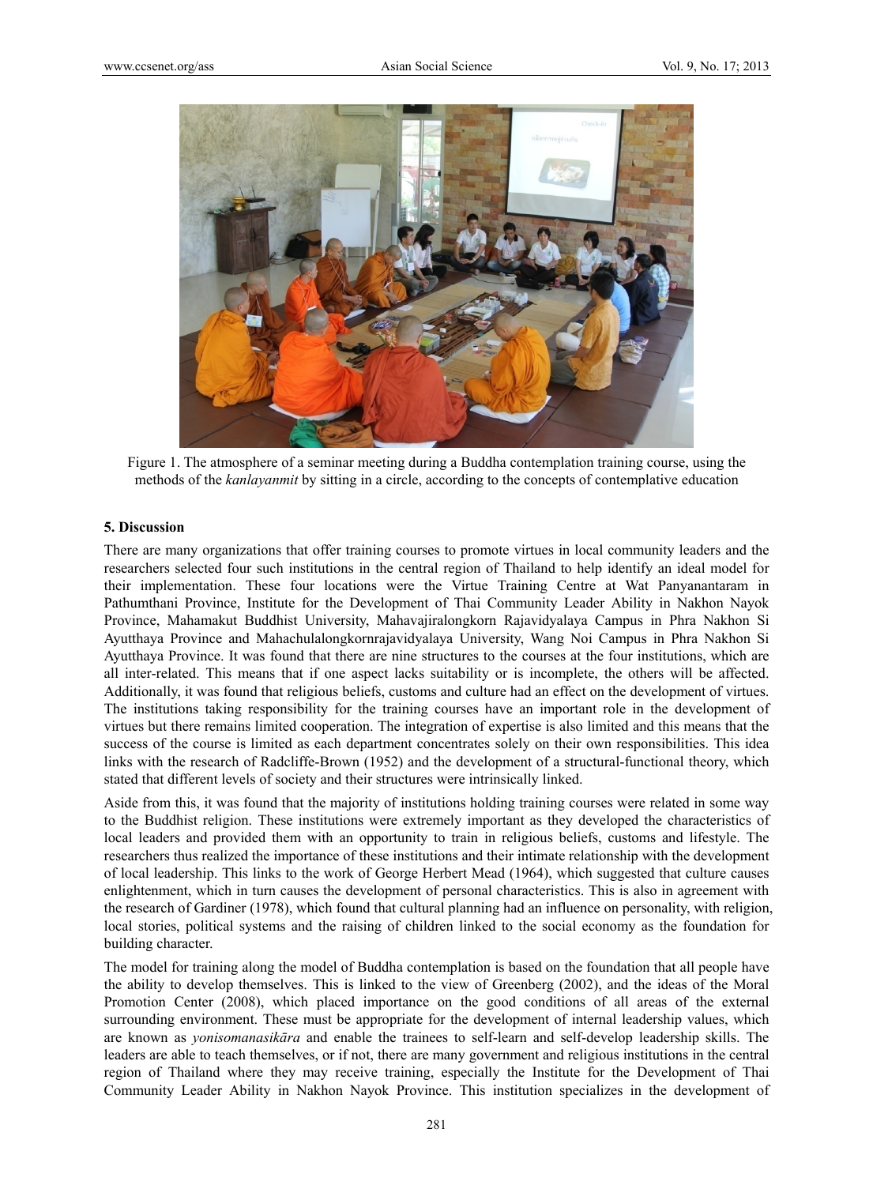Figure 1. The atmosphere of a seminar meeting during a Buddha contemplation training course, using the methods of the *kanlayanmit* by sitting in a circle, according to the concepts of contemplative education

## 5. Discussion

There are many organizations that offer training courses to promote virtues in local community leaders and the researchers selected four such institutions in the central region of Thailand to help identify an ideal model for their implementation. These four locations were the Virtue Training Centre at Wat Panyanantaram in Pathumthani Province, Institute for the Development of Thai Community Leader Ability in Nakhon Nayok Province, Mahamakut Buddhist University, Mahavajiralongkorn Rajavidyalaya Campus in Phra Nakhon Si Ayutthaya Province and Mahachulalongkornrajavidyalaya University, Wang Noi Campus in Phra Nakhon Si Ayutthaya Province. It was found that there are nine structures to the courses at the four institutions, which are all inter-related. This means that if one aspect lacks suitability or is incomplete, the others will be affected. Additionally, it was found that religious beliefs, customs and culture had an effect on the development of virtues. The institutions taking responsibility for the training courses have an important role in the development of virtues but there remains limited cooperation. The integration of expertise is also limited and this means that the success of the course is limited as each department concentrates solely on their own responsibilities. This idea links with the research of Radcliffe-Brown (1952) and the development of a structural-functional theory, which stated that different levels of society and their structures were intrinsically linked.

Aside from this, it was found that the majority of institutions holding training courses were related in some way to the Buddhist religion. These institutions were extremely important as they developed the characteristics of local leaders and provided them with an opportunity to train in religious beliefs, customs and lifestyle. The researchers thus realized the importance of these institutions and their intimate relationship with the development of local leadership. This links to the work of George Herbert Mead (1964), which suggested that culture causes enlightenment, which in turn causes the development of personal characteristics. This is also in agreement with the research of Gardiner (1978), which found that cultural planning had an influence on personality, with religion, local stories, political systems and the raising of children linked to the social economy as the foundation for building character.

The model for training along the model of Buddha contemplation is based on the foundation that all people have the ability to develop themselves. This is linked to the view of Greenberg (2002), and the ideas of the Moral Promotion Center (2008), which placed importance on the good conditions of all areas of the external surrounding environment. These must be appropriate for the development of internal leadership values, which are known as *yonisomanasikāra* and enable the trainees to self-learn and self-develop leadership skills. The leaders are able to teach themselves, or if not, there are many government and religious institutions in the central region of Thailand where they may receive training, especially the Institute for the Development of Thai Community Leader Ability in Nakhon Nayok Province. This institution specializes in the development of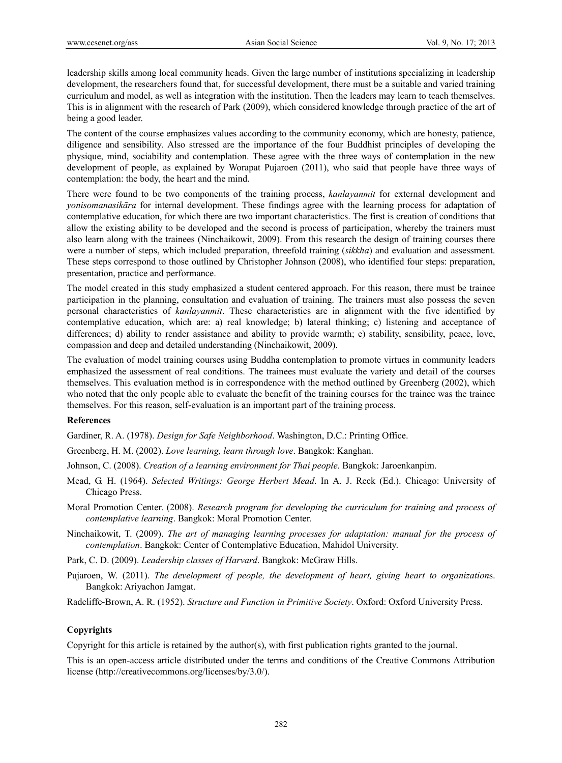leadership skills among local community heads. Given the large number of institutions specializing in leadership development, the researchers found that, for successful development, there must be a suitable and varied training curriculum and model, as well as integration with the institution. Then the leaders may learn to teach themselves. This is in alignment with the research of Park (2009), which considered knowledge through practice of the art of being a good leader.

The content of the course emphasizes values according to the community economy, which are honesty, patience, diligence and sensibility. Also stressed are the importance of the four Buddhist principles of developing the physique, mind, sociability and contemplation. These agree with the three ways of contemplation in the new development of people, as explained by Worapat Pujaroen (2011), who said that people have three ways of contemplation: the body, the heart and the mind.

There were found to be two components of the training process, *kanlayanmit* for external development and *yonisomanasikāra* for internal development. These findings agree with the learning process for adaptation of contemplative education, for which there are two important characteristics. The first is creation of conditions that allow the existing ability to be developed and the second is process of participation, whereby the trainers must also learn along with the trainees (Ninchaikowit, 2009). From this research the design of training courses there were a number of steps, which included preparation, threefold training (*sikkha*) and evaluation and assessment. These steps correspond to those outlined by Christopher Johnson (2008), who identified four steps: preparation, presentation, practice and performance.

The model created in this study emphasized a student centered approach. For this reason, there must be trainee participation in the planning, consultation and evaluation of training. The trainers must also possess the seven personal characteristics of *kanlayanmit*. These characteristics are in alignment with the five identified by contemplative education, which are: a) real knowledge; b) lateral thinking; c) listening and acceptance of differences; d) ability to render assistance and ability to provide warmth; e) stability, sensibility, peace, love, compassion and deep and detailed understanding (Ninchaikowit, 2009).

The evaluation of model training courses using Buddha contemplation to promote virtues in community leaders emphasized the assessment of real conditions. The trainees must evaluate the variety and detail of the courses themselves. This evaluation method is in correspondence with the method outlined by Greenberg (2002), which who noted that the only people able to evaluate the benefit of the training courses for the trainee was the trainee themselves. For this reason, self-evaluation is an important part of the training process.

## References

Gardiner, R. A. (1978). *Design for Safe Neighborhood*. Washington, D.C.: Printing Office.

Greenberg, H. M. (2002). *Love learning, learn through love*. Bangkok: Kanghan.

Johnson, C. (2008). *Creation of a learning environment for Thai people*. Bangkok: Jaroenkanpim.

Mead, G. H. (1964). *Selected Writings: George Herbert Mead*. In A. J. Reck (Ed.). Chicago: University of Chicago Press.

Moral Promotion Center. (2008). *Research program for developing the curriculum for training and process of contemplative learning*. Bangkok: Moral Promotion Center.

Ninchaikowit, T. (2009). *The art of managing learning processes for adaptation: manual for the process of contemplation*. Bangkok: Center of Contemplative Education, Mahidol University.

Park, C. D. (2009). *Leadership classes of Harvard*. Bangkok: McGraw Hills.

Pujaroen, W. (2011). *The development of people, the development of heart, giving heart to organizations*. Bangkok: Ariyachon Jamgat.

Radcliffe-Brown, A. R. (1952). *Structure and Function in Primitive Society*. Oxford: Oxford University Press.

## Copyrights

Copyright for this article is retained by the author(s), with first publication rights granted to the journal.

This is an open-access article distributed under the terms and conditions of the Creative Commons Attribution license (http://creativecommons.org/licenses/by/3.0/).